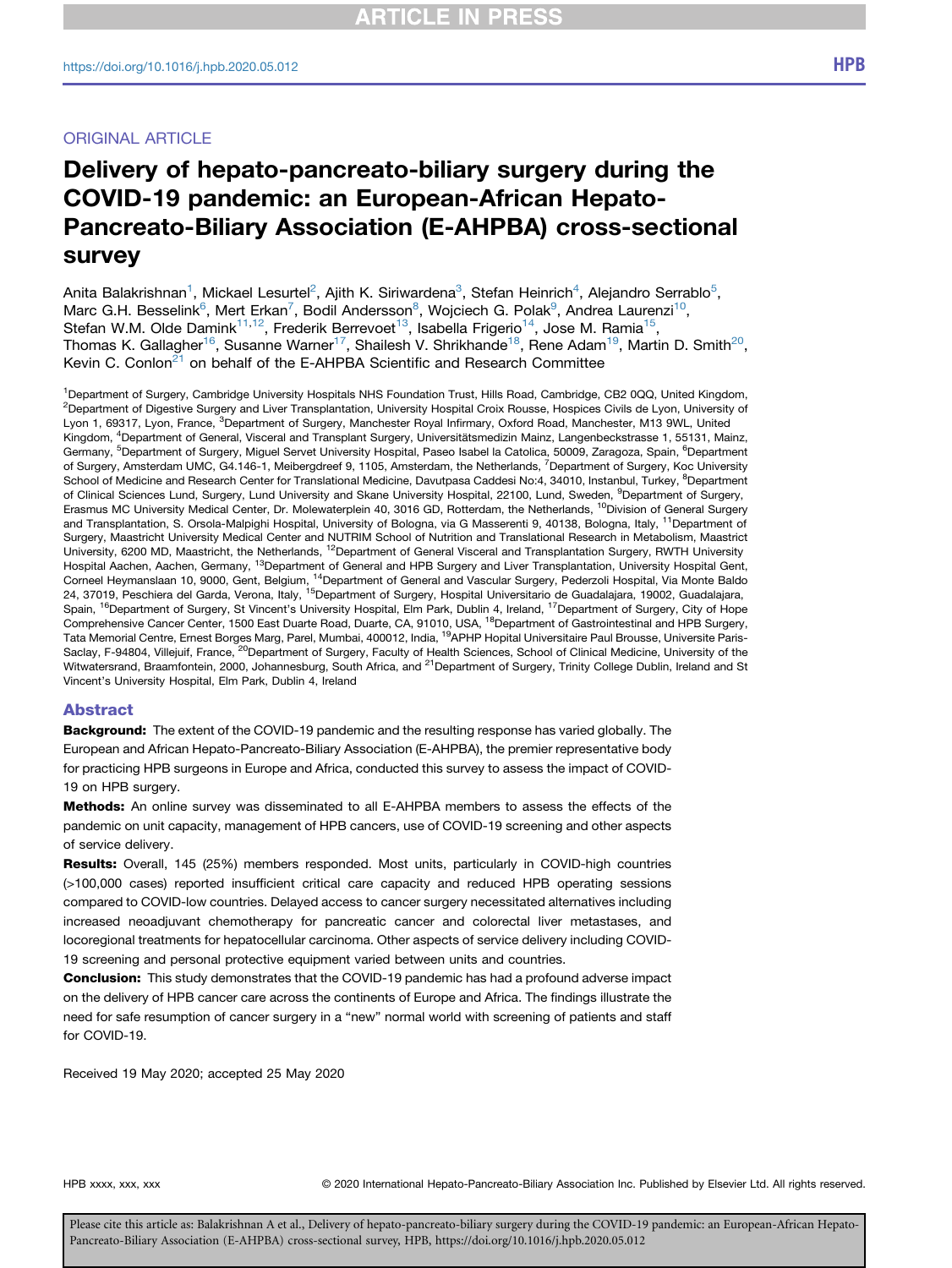ORIGINAL ARTICLE

# Delivery of hepato-pancreato-biliary surgery during the COVID-19 pandemic: an European-African Hepato-Pancreato-Biliary Association (E-AHPBA) cross-sectional survey

Anita Balakrishnan[1], Mickael Lesurtel[2], Ajith K. Siriwardena[3], Stefan Heinrich[4], Alejandro Serrablo[5], Marc G.H. Besselink[6], Mert Erkan[7], Bodil Andersson[8], Wojciech G. Polak[9], Andrea Laurenzi[10], Stefan W.M. Olde Damink[11,12], Frederik Berrevoet[13], Isabella Frigerio[14], Jose M. Ramia[15], Thomas K. Gallagher[16], Susanne Warner[17], Shailesh V. Shrikhande[18], Rene Adam[19], Martin D. Smith[20], Kevin C. Conlon[21] on behalf of the E-AHPBA Scientific and Research Committee

[1]Department of Surgery, Cambridge University Hospitals NHS Foundation Trust, Hills Road, Cambridge, CB2 0QQ, United Kingdom, [2]Department of Digestive Surgery and Liver Transplantation, University Hospital Croix Rousse, Hospices Civils de Lyon, University of Lyon 1, 69317, Lyon, France, [3]Department of Surgery, Manchester Royal Infirmary, Oxford Road, Manchester, M13 9WL, United Kingdom, [4]Department of General, Visceral and Transplant Surgery, Universitätsmedizin Mainz, Langenbeckstrasse 1, 55131, Mainz, Germany, [5]Department of Surgery, Miguel Servet University Hospital, Paseo Isabel la Catolica, 50009, Zaragoza, Spain, [6]Department of Surgery, Amsterdam UMC, G4.146-1, Meibergdreef 9, 1105, Amsterdam, the Netherlands, [7]Department of Surgery, Koc University School of Medicine and Research Center for Translational Medicine, Davutpasa Caddesi No:4, 34010, Instanbul, Turkey, [8]Department of Clinical Sciences Lund, Surgery, Lund University and Skane University Hospital, 22100, Lund, Sweden, [9]Department of Surgery, Erasmus MC University Medical Center, Dr. Molewaterplein 40, 3016 GD, Rotterdam, the Netherlands, [10]Division of General Surgery and Transplantation, S. Orsola-Malpighi Hospital, University of Bologna, via G Masserenti 9, 40138, Bologna, Italy, [11]Department of Surgery, Maastricht University Medical Center and NUTRIM School of Nutrition and Translational Research in Metabolism, Maastrict University, 6200 MD, Maastricht, the Netherlands, [12]Department of General Visceral and Transplantation Surgery, RWTH University Hospital Aachen, Aachen, Germany, [13]Department of General and HPB Surgery and Liver Transplantation, University Hospital Gent, Corneel Heymanslaan 10, 9000, Gent, Belgium, [14]Department of General and Vascular Surgery, Pederzoli Hospital, Via Monte Baldo 24, 37019, Peschiera del Garda, Verona, Italy, [15]Department of Surgery, Hospital Universitario de Guadalajara, 19002, Guadalajara, Spain, [16]Department of Surgery, St Vincent's University Hospital, Elm Park, Dublin 4, Ireland, [17]Department of Surgery, City of Hope Comprehensive Cancer Center, 1500 East Duarte Road, Duarte, CA, 91010, USA, [18]Department of Gastrointestinal and HPB Surgery, Tata Memorial Centre, Ernest Borges Marg, Parel, Mumbai, 400012, India, [19]APHP Hopital Universitaire Paul Brousse, Universite Paris-Saclay, F-94804, Villejuif, France, [20]Department of Surgery, Faculty of Health Sciences, School of Clinical Medicine, University of the Witwatersrand, Braamfontein, 2000, Johannesburg, South Africa, and [21]Department of Surgery, Trinity College Dublin, Ireland and St Vincent's University Hospital, Elm Park, Dublin 4, Ireland

## Abstract

**Background:** The extent of the COVID-19 pandemic and the resulting response has varied globally. The European and African Hepato-Pancreato-Biliary Association (E-AHPBA), the premier representative body for practicing HPB surgeons in Europe and Africa, conducted this survey to assess the impact of COVID-19 on HPB surgery.

**Methods:** An online survey was disseminated to all E-AHPBA members to assess the effects of the pandemic on unit capacity, management of HPB cancers, use of COVID-19 screening and other aspects of service delivery.

**Results:** Overall, 145 (25%) members responded. Most units, particularly in COVID-high countries (>100,000 cases) reported insufficient critical care capacity and reduced HPB operating sessions compared to COVID-low countries. Delayed access to cancer surgery necessitated alternatives including increased neoadjuvant chemotherapy for pancreatic cancer and colorectal liver metastases, and locoregional treatments for hepatocellular carcinoma. Other aspects of service delivery including COVID-19 screening and personal protective equipment varied between units and countries.

**Conclusion:** This study demonstrates that the COVID-19 pandemic has had a profound adverse impact on the delivery of HPB cancer care across the continents of Europe and Africa. The findings illustrate the need for safe resumption of cancer surgery in a "new" normal world with screening of patients and staff for COVID-19.

Received 19 May 2020; accepted 25 May 2020

© 2020 International Hepato-Pancreato-Biliary Association Inc. Published by Elsevier Ltd. All rights reserved.

Please cite this article as: Balakrishnan A et al., Delivery of hepato-pancreato-biliary surgery during the COVID-19 pandemic: an European-African Hepato-Pancreato-Biliary Association (E-AHPBA) cross-sectional survey, HPB, https://doi.org/10.1016/j.hpb.2020.05.012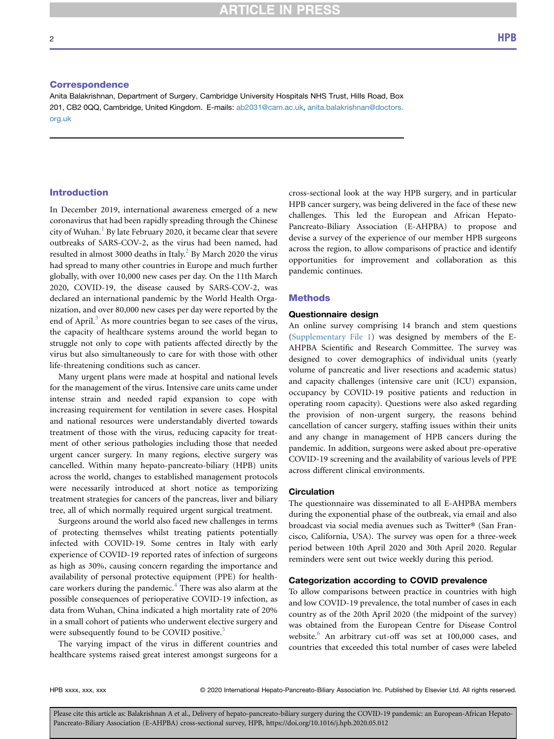## Correspondence

Anita Balakrishnan, Department of Surgery, Cambridge University Hospitals NHS Trust, Hills Road, Box 201, CB2 0QQ, Cambridge, United Kingdom. E-mails: ab2031@cam.ac.uk, anita.balakrishnan@doctors.org.uk

## Introduction

In December 2019, international awareness emerged of a new coronavirus that had been rapidly spreading through the Chinese city of Wuhan.[1] By late February 2020, it became clear that severe outbreaks of SARS-COV-2, as the virus had been named, had resulted in almost 3000 deaths in Italy.[2] By March 2020 the virus had spread to many other countries in Europe and much further globally, with over 10,000 new cases per day. On the 11th March 2020, COVID-19, the disease caused by SARS-COV-2, was declared an international pandemic by the World Health Organization, and over 80,000 new cases per day were reported by the end of April.[3] As more countries began to see cases of the virus, the capacity of healthcare systems around the world began to struggle not only to cope with patients affected directly by the virus but also simultaneously to care for with those with other life-threatening conditions such as cancer.

Many urgent plans were made at hospital and national levels for the management of the virus. Intensive care units came under intense strain and needed rapid expansion to cope with increasing requirement for ventilation in severe cases. Hospital and national resources were understandably diverted towards treatment of those with the virus, reducing capacity for treatment of other serious pathologies including those that needed urgent cancer surgery. In many regions, elective surgery was cancelled. Within many hepato-pancreato-biliary (HPB) units across the world, changes to established management protocols were necessarily introduced at short notice as temporizing treatment strategies for cancers of the pancreas, liver and biliary tree, all of which normally required urgent surgical treatment.

Surgeons around the world also faced new challenges in terms of protecting themselves whilst treating patients potentially infected with COVID-19. Some centres in Italy with early experience of COVID-19 reported rates of infection of surgeons as high as 30%, causing concern regarding the importance and availability of personal protective equipment (PPE) for healthcare workers during the pandemic.[4] There was also alarm at the possible consequences of perioperative COVID-19 infection, as data from Wuhan, China indicated a high mortality rate of 20% in a small cohort of patients who underwent elective surgery and were subsequently found to be COVID positive.[5]

The varying impact of the virus in different countries and healthcare systems raised great interest amongst surgeons for a cross-sectional look at the way HPB surgery, and in particular HPB cancer surgery, was being delivered in the face of these new challenges. This led the European and African Hepato-Pancreato-Biliary Association (E-AHPBA) to propose and devise a survey of the experience of our member HPB surgeons across the region, to allow comparisons of practice and identify opportunities for improvement and collaboration as this pandemic continues.

## Methods

### Questionnaire design

An online survey comprising 14 branch and stem questions (Supplementary File 1) was designed by members of the E-AHPBA Scientific and Research Committee. The survey was designed to cover demographics of individual units (yearly volume of pancreatic and liver resections and academic status) and capacity challenges (intensive care unit (ICU) expansion, occupancy by COVID-19 positive patients and reduction in operating room capacity). Questions were also asked regarding the provision of non-urgent surgery, the reasons behind cancellation of cancer surgery, staffing issues within their units and any change in management of HPB cancers during the pandemic. In addition, surgeons were asked about pre-operative COVID-19 screening and the availability of various levels of PPE across different clinical environments.

### Circulation

The questionnaire was disseminated to all E-AHPBA members during the exponential phase of the outbreak, via email and also broadcast via social media avenues such as Twitter® (San Francisco, California, USA). The survey was open for a three-week period between 10th April 2020 and 30th April 2020. Regular reminders were sent out twice weekly during this period.

### Categorization according to COVID prevalence

To allow comparisons between practice in countries with high and low COVID-19 prevalence, the total number of cases in each country as of the 20th April 2020 (the midpoint of the survey) was obtained from the European Centre for Disease Control website.[6] An arbitrary cut-off was set at 100,000 cases, and countries that exceeded this total number of cases were labeled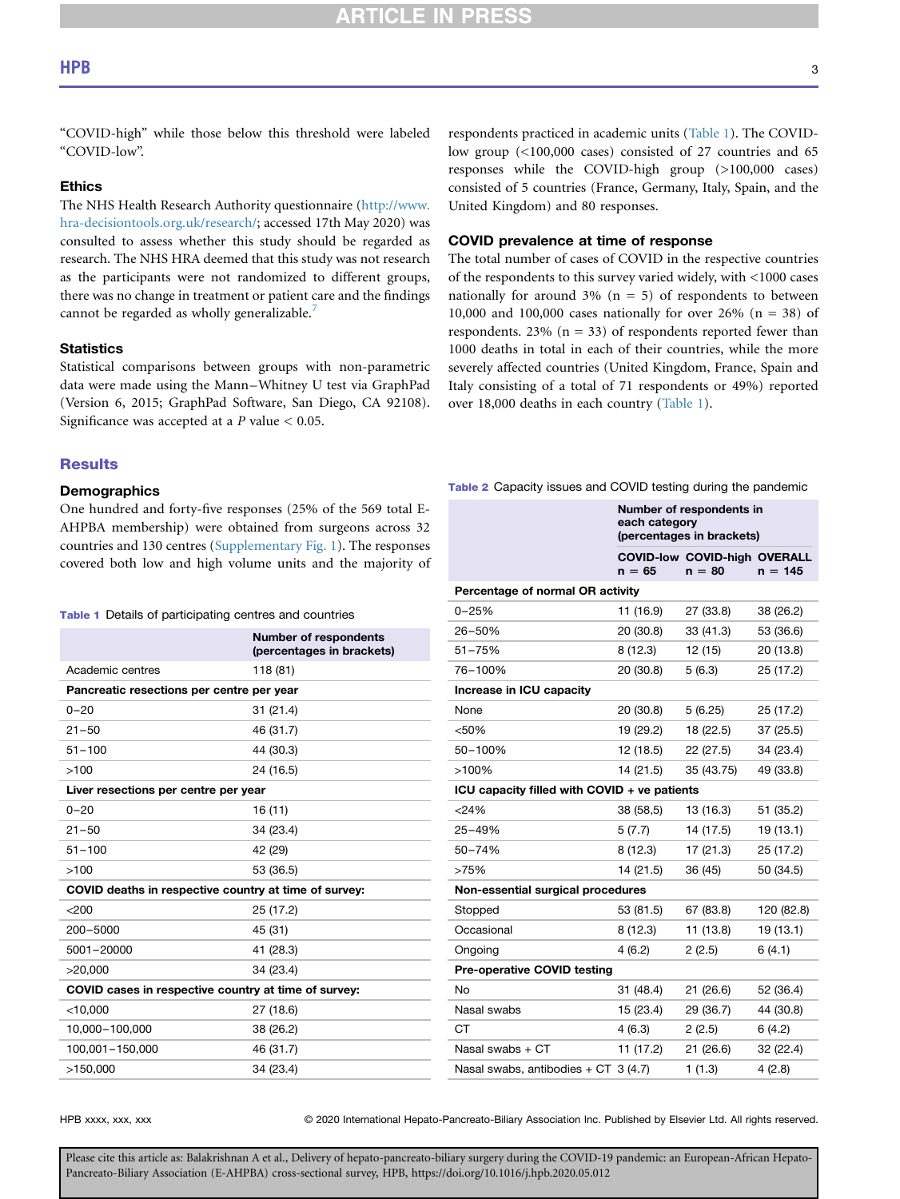"COVID-high" while those below this threshold were labeled "COVID-low".

### Ethics

The NHS Health Research Authority questionnaire (http://www.hra-decisiontools.org.uk/research/; accessed 17th May 2020) was consulted to assess whether this study should be regarded as research. The NHS HRA deemed that this study was not research as the participants were not randomized to different groups, there was no change in treatment or patient care and the findings cannot be regarded as wholly generalizable.[7]

### Statistics

Statistical comparisons between groups with non-parametric data were made using the Mann–Whitney U test via GraphPad (Version 6, 2015; GraphPad Software, San Diego, CA 92108). Significance was accepted at a $P$ value $< 0.05$.

## Results

### Demographics

One hundred and forty-five responses (25% of the 569 total E-AHPBA membership) were obtained from surgeons across 32 countries and 130 centres (Supplementary Fig. 1). The responses covered both low and high volume units and the majority of respondents practiced in academic units (Table 1). The COVID-low group (<100,000 cases) consisted of 27 countries and 65 responses while the COVID-high group (>100,000 cases) consisted of 5 countries (France, Germany, Italy, Spain, and the United Kingdom) and 80 responses.

**Table 1** Details of participating centres and countries

| | Number of respondents (percentages in brackets) |
|---|---|
| Academic centres | 118 (81) |
| **Pancreatic resections per centre per year** | |
| 0–20 | 31 (21.4) |
| 21–50 | 46 (31.7) |
| 51–100 | 44 (30.3) |
| >100 | 24 (16.5) |
| **Liver resections per centre per year** | |
| 0–20 | 16 (11) |
| 21–50 | 34 (23.4) |
| 51–100 | 42 (29) |
| >100 | 53 (36.5) |
| **COVID deaths in respective country at time of survey:** | |
| <200 | 25 (17.2) |
| 200–5000 | 45 (31) |
| 5001–20000 | 41 (28.3) |
| >20,000 | 34 (23.4) |
| **COVID cases in respective country at time of survey:** | |
| <10,000 | 27 (18.6) |
| 10,000–100,000 | 38 (26.2) |
| 100,001–150,000 | 46 (31.7) |
| >150,000 | 34 (23.4) |

### COVID prevalence at time of response

The total number of cases of COVID in the respective countries of the respondents to this survey varied widely, with <1000 cases nationally for around 3% (n = 5) of respondents to between 10,000 and 100,000 cases nationally for over 26% (n = 38) of respondents. 23% (n = 33) of respondents reported fewer than 1000 deaths in total in each of their countries, while the more severely affected countries (United Kingdom, France, Spain and Italy consisting of a total of 71 respondents or 49%) reported over 18,000 deaths in each country (Table 1).

**Table 2** Capacity issues and COVID testing during the pandemic

| | Number of respondents in each category (percentages in brackets) | | |
|---|---|---|---|
| | COVID-low n = 65 | COVID-high n = 80 | OVERALL n = 145 |
| **Percentage of normal OR activity** | | | |
| 0–25% | 11 (16.9) | 27 (33.8) | 38 (26.2) |
| 26–50% | 20 (30.8) | 33 (41.3) | 53 (36.6) |
| 51–75% | 8 (12.3) | 12 (15) | 20 (13.8) |
| 76–100% | 20 (30.8) | 5 (6.3) | 25 (17.2) |
| **Increase in ICU capacity** | | | |
| None | 20 (30.8) | 5 (6.25) | 25 (17.2) |
| <50% | 19 (29.2) | 18 (22.5) | 37 (25.5) |
| 50–100% | 12 (18.5) | 22 (27.5) | 34 (23.4) |
| >100% | 14 (21.5) | 35 (43.75) | 49 (33.8) |
| **ICU capacity filled with COVID + ve patients** | | | |
| <24% | 38 (58,5) | 13 (16.3) | 51 (35.2) |
| 25–49% | 5 (7.7) | 14 (17.5) | 19 (13.1) |
| 50–74% | 8 (12.3) | 17 (21.3) | 25 (17.2) |
| >75% | 14 (21.5) | 36 (45) | 50 (34.5) |
| **Non-essential surgical procedures** | | | |
| Stopped | 53 (81.5) | 67 (83.8) | 120 (82.8) |
| Occasional | 8 (12.3) | 11 (13.8) | 19 (13.1) |
| Ongoing | 4 (6.2) | 2 (2.5) | 6 (4.1) |
| **Pre-operative COVID testing** | | | |
| No | 31 (48.4) | 21 (26.6) | 52 (36.4) |
| Nasal swabs | 15 (23.4) | 29 (36.7) | 44 (30.8) |
| CT | 4 (6.3) | 2 (2.5) | 6 (4.2) |
| Nasal swabs + CT | 11 (17.2) | 21 (26.6) | 32 (22.4) |
| Nasal swabs, antibodies + CT | 3 (4.7) | 1 (1.3) | 4 (2.8) |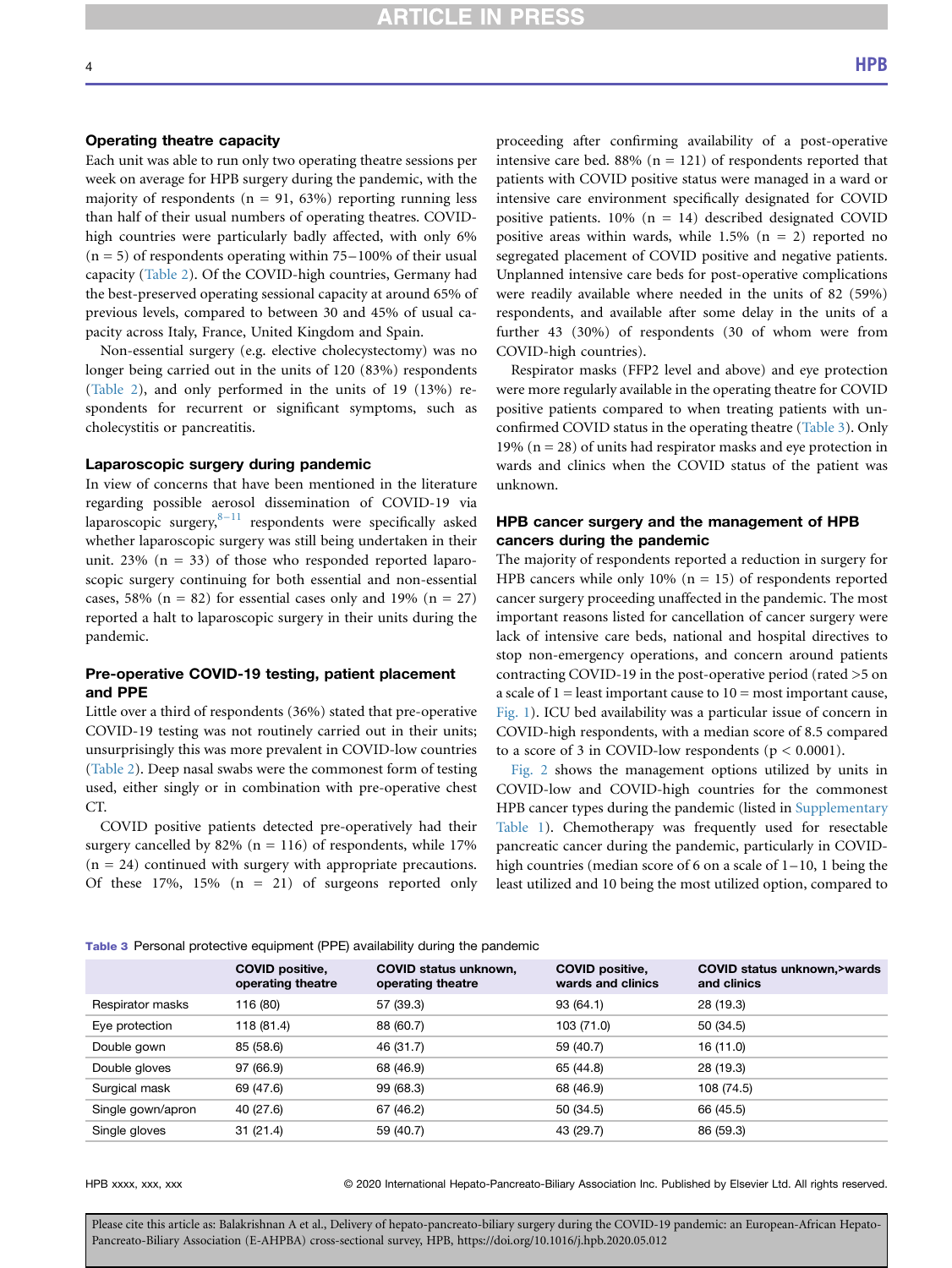### Operating theatre capacity

Each unit was able to run only two operating theatre sessions per week on average for HPB surgery during the pandemic, with the majority of respondents (n = 91, 63%) reporting running less than half of their usual numbers of operating theatres. COVID-high countries were particularly badly affected, with only 6% (n = 5) of respondents operating within 75–100% of their usual capacity (Table 2). Of the COVID-high countries, Germany had the best-preserved operating sessional capacity at around 65% of previous levels, compared to between 30 and 45% of usual capacity across Italy, France, United Kingdom and Spain.

Non-essential surgery (e.g. elective cholecystectomy) was no longer being carried out in the units of 120 (83%) respondents (Table 2), and only performed in the units of 19 (13%) respondents for recurrent or significant symptoms, such as cholecystitis or pancreatitis.

### Laparoscopic surgery during pandemic

In view of concerns that have been mentioned in the literature regarding possible aerosol dissemination of COVID-19 via laparoscopic surgery,[8–11] respondents were specifically asked whether laparoscopic surgery was still being undertaken in their unit. 23% (n = 33) of those who responded reported laparoscopic surgery continuing for both essential and non-essential cases, 58% (n = 82) for essential cases only and 19% (n = 27) reported a halt to laparoscopic surgery in their units during the pandemic.

### Pre-operative COVID-19 testing, patient placement and PPE

Little over a third of respondents (36%) stated that pre-operative COVID-19 testing was not routinely carried out in their units; unsurprisingly this was more prevalent in COVID-low countries (Table 2). Deep nasal swabs were the commonest form of testing used, either singly or in combination with pre-operative chest CT.

COVID positive patients detected pre-operatively had their surgery cancelled by 82% (n = 116) of respondents, while 17% (n = 24) continued with surgery with appropriate precautions. Of these 17%, 15% (n = 21) of surgeons reported only proceeding after confirming availability of a post-operative intensive care bed. 88% (n = 121) of respondents reported that patients with COVID positive status were managed in a ward or intensive care environment specifically designated for COVID positive patients. 10% (n = 14) described designated COVID positive areas within wards, while 1.5% (n = 2) reported no segregated placement of COVID positive and negative patients. Unplanned intensive care beds for post-operative complications were readily available where needed in the units of 82 (59%) respondents, and available after some delay in the units of a further 43 (30%) of respondents (30 of whom were from COVID-high countries).

Respirator masks (FFP2 level and above) and eye protection were more regularly available in the operating theatre for COVID positive patients compared to when treating patients with unconfirmed COVID status in the operating theatre (Table 3). Only 19% (n = 28) of units had respirator masks and eye protection in wards and clinics when the COVID status of the patient was unknown.

### HPB cancer surgery and the management of HPB cancers during the pandemic

The majority of respondents reported a reduction in surgery for HPB cancers while only 10% (n = 15) of respondents reported cancer surgery proceeding unaffected in the pandemic. The most important reasons listed for cancellation of cancer surgery were lack of intensive care beds, national and hospital directives to stop non-emergency operations, and concern around patients contracting COVID-19 in the post-operative period (rated >5 on a scale of 1 = least important cause to 10 = most important cause, Fig. 1). ICU bed availability was a particular issue of concern in COVID-high respondents, with a median score of 8.5 compared to a score of 3 in COVID-low respondents ($p < 0.0001$).

Fig. 2 shows the management options utilized by units in COVID-low and COVID-high countries for the commonest HPB cancer types during the pandemic (listed in Supplementary Table 1). Chemotherapy was frequently used for resectable pancreatic cancer during the pandemic, particularly in COVID-high countries (median score of 6 on a scale of 1–10, 1 being the least utilized and 10 being the most utilized option, compared to

**Table 3** Personal protective equipment (PPE) availability during the pandemic

| | COVID positive, operating theatre | COVID status unknown, operating theatre | COVID positive, wards and clinics | COVID status unknown,>wards and clinics |
|---|---|---|---|---|
| Respirator masks | 116 (80) | 57 (39.3) | 93 (64.1) | 28 (19.3) |
| Eye protection | 118 (81.4) | 88 (60.7) | 103 (71.0) | 50 (34.5) |
| Double gown | 85 (58.6) | 46 (31.7) | 59 (40.7) | 16 (11.0) |
| Double gloves | 97 (66.9) | 68 (46.9) | 65 (44.8) | 28 (19.3) |
| Surgical mask | 69 (47.6) | 99 (68.3) | 68 (46.9) | 108 (74.5) |
| Single gown/apron | 40 (27.6) | 67 (46.2) | 50 (34.5) | 66 (45.5) |
| Single gloves | 31 (21.4) | 59 (40.7) | 43 (29.7) | 86 (59.3) |

Please cite this article as: Balakrishnan A et al., Delivery of hepato-pancreato-biliary surgery during the COVID-19 pandemic: an European-African Hepato-Pancreato-Biliary Association (E-AHPBA) cross-sectional survey, HPB, https://doi.org/10.1016/j.hpb.2020.05.012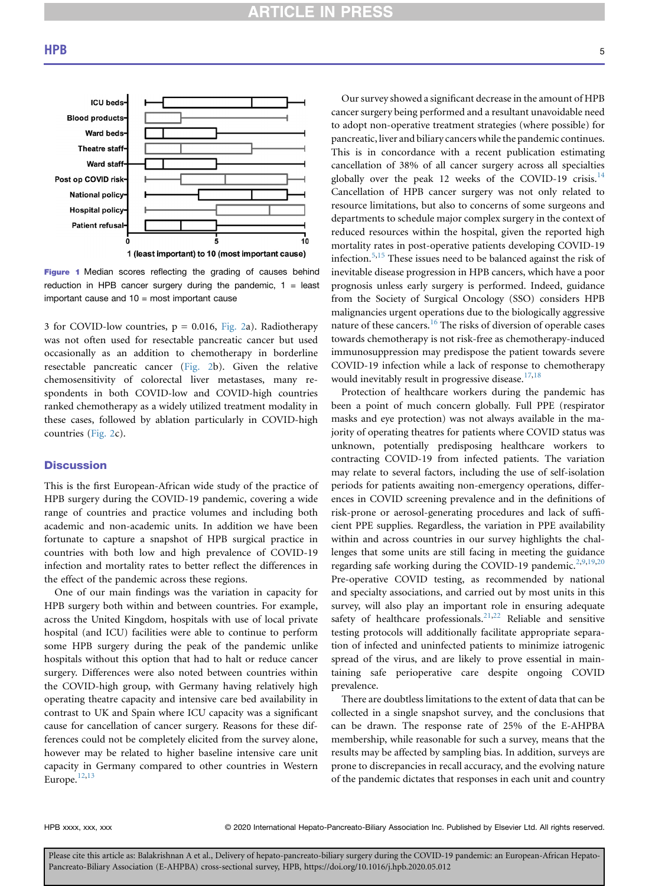Figure 1 Median scores reflecting the grading of causes behind reduction in HPB cancer surgery during the pandemic, 1 = least important cause and 10 = most important cause

3 for COVID-low countries, p = 0.016, Fig. 2a). Radiotherapy was not often used for resectable pancreatic cancer but used occasionally as an addition to chemotherapy in borderline resectable pancreatic cancer (Fig. 2b). Given the relative chemosensitivity of colorectal liver metastases, many respondents in both COVID-low and COVID-high countries ranked chemotherapy as a widely utilized treatment modality in these cases, followed by ablation particularly in COVID-high countries (Fig. 2c).

## Discussion

This is the first European-African wide study of the practice of HPB surgery during the COVID-19 pandemic, covering a wide range of countries and practice volumes and including both academic and non-academic units. In addition we have been fortunate to capture a snapshot of HPB surgical practice in countries with both low and high prevalence of COVID-19 infection and mortality rates to better reflect the differences in the effect of the pandemic across these regions.

One of our main findings was the variation in capacity for HPB surgery both within and between countries. For example, across the United Kingdom, hospitals with use of local private hospital (and ICU) facilities were able to continue to perform some HPB surgery during the peak of the pandemic unlike hospitals without this option that had to halt or reduce cancer surgery. Differences were also noted between countries within the COVID-high group, with Germany having relatively high operating theatre capacity and intensive care bed availability in contrast to UK and Spain where ICU capacity was a significant cause for cancellation of cancer surgery. Reasons for these differences could not be completely elicited from the survey alone, however may be related to higher baseline intensive care unit capacity in Germany compared to other countries in Western Europe.[12,13]

Our survey showed a significant decrease in the amount of HPB cancer surgery being performed and a resultant unavoidable need to adopt non-operative treatment strategies (where possible) for pancreatic, liver and biliary cancers while the pandemic continues. This is in concordance with a recent publication estimating cancellation of 38% of all cancer surgery across all specialties globally over the peak 12 weeks of the COVID-19 crisis.[14] Cancellation of HPB cancer surgery was not only related to resource limitations, but also to concerns of some surgeons and departments to schedule major complex surgery in the context of reduced resources within the hospital, given the reported high mortality rates in post-operative patients developing COVID-19 infection.[5,15] These issues need to be balanced against the risk of inevitable disease progression in HPB cancers, which have a poor prognosis unless early surgery is performed. Indeed, guidance from the Society of Surgical Oncology (SSO) considers HPB malignancies urgent operations due to the biologically aggressive nature of these cancers.[16] The risks of diversion of operable cases towards chemotherapy is not risk-free as chemotherapy-induced immunosuppression may predispose the patient towards severe COVID-19 infection while a lack of response to chemotherapy would inevitably result in progressive disease.[17,18]

Protection of healthcare workers during the pandemic has been a point of much concern globally. Full PPE (respirator masks and eye protection) was not always available in the majority of operating theatres for patients where COVID status was unknown, potentially predisposing healthcare workers to contracting COVID-19 from infected patients. The variation may relate to several factors, including the use of self-isolation periods for patients awaiting non-emergency operations, differences in COVID screening prevalence and in the definitions of risk-prone or aerosol-generating procedures and lack of sufficient PPE supplies. Regardless, the variation in PPE availability within and across countries in our survey highlights the challenges that some units are still facing in meeting the guidance regarding safe working during the COVID-19 pandemic.[2,9,19,20] Pre-operative COVID testing, as recommended by national and specialty associations, and carried out by most units in this survey, will also play an important role in ensuring adequate safety of healthcare professionals.[21,22] Reliable and sensitive testing protocols will additionally facilitate appropriate separation of infected and uninfected patients to minimize iatrogenic spread of the virus, and are likely to prove essential in maintaining safe perioperative care despite ongoing COVID prevalence.

There are doubtless limitations to the extent of data that can be collected in a single snapshot survey, and the conclusions that can be drawn. The response rate of 25% of the E-AHPBA membership, while reasonable for such a survey, means that the results may be affected by sampling bias. In addition, surveys are prone to discrepancies in recall accuracy, and the evolving nature of the pandemic dictates that responses in each unit and country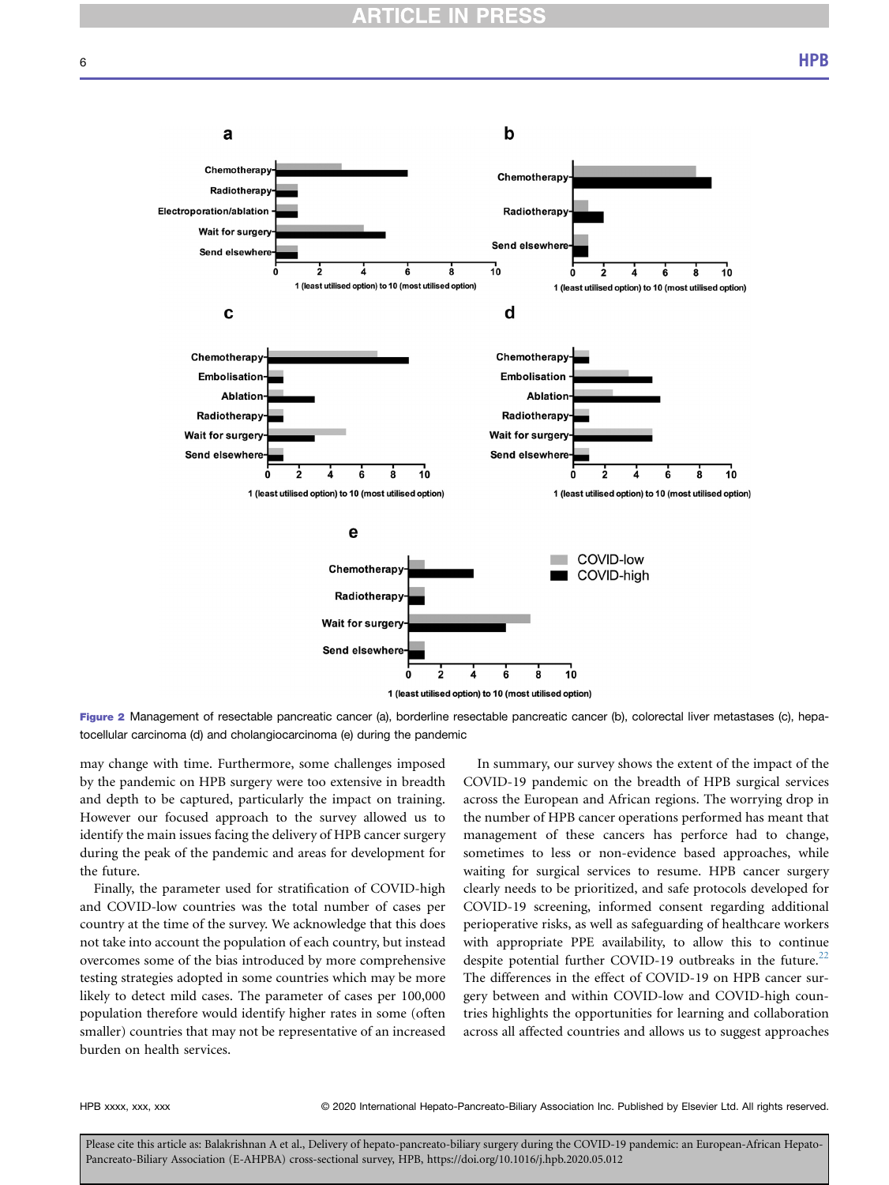Figure 2 Management of resectable pancreatic cancer (a), borderline resectable pancreatic cancer (b), colorectal liver metastases (c), hepatocellular carcinoma (d) and cholangiocarcinoma (e) during the pandemic

may change with time. Furthermore, some challenges imposed by the pandemic on HPB surgery were too extensive in breadth and depth to be captured, particularly the impact on training. However our focused approach to the survey allowed us to identify the main issues facing the delivery of HPB cancer surgery during the peak of the pandemic and areas for development for the future.

Finally, the parameter used for stratification of COVID-high and COVID-low countries was the total number of cases per country at the time of the survey. We acknowledge that this does not take into account the population of each country, but instead overcomes some of the bias introduced by more comprehensive testing strategies adopted in some countries which may be more likely to detect mild cases. The parameter of cases per 100,000 population therefore would identify higher rates in some (often smaller) countries that may not be representative of an increased burden on health services.

In summary, our survey shows the extent of the impact of the COVID-19 pandemic on the breadth of HPB surgical services across the European and African regions. The worrying drop in the number of HPB cancer operations performed has meant that management of these cancers has perforce had to change, sometimes to less or non-evidence based approaches, while waiting for surgical services to resume. HPB cancer surgery clearly needs to be prioritized, and safe protocols developed for COVID-19 screening, informed consent regarding additional perioperative risks, as well as safeguarding of healthcare workers with appropriate PPE availability, to allow this to continue despite potential further COVID-19 outbreaks in the future.[22] The differences in the effect of COVID-19 on HPB cancer surgery between and within COVID-low and COVID-high countries highlights the opportunities for learning and collaboration across all affected countries and allows us to suggest approaches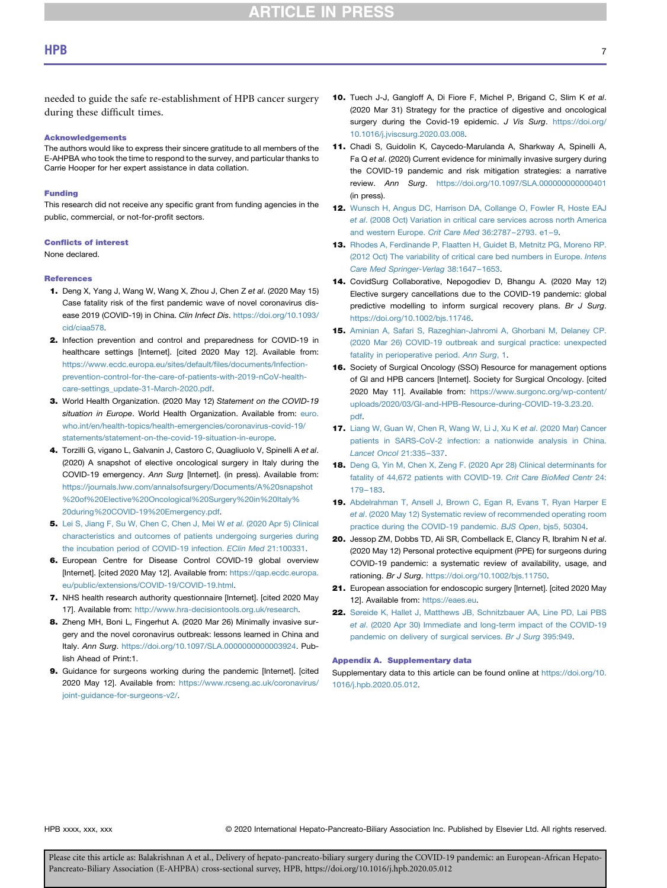needed to guide the safe re-establishment of HPB cancer surgery during these difficult times.

### Acknowledgements

The authors would like to express their sincere gratitude to all members of the E-AHPBA who took the time to respond to the survey, and particular thanks to Carrie Hooper for her expert assistance in data collation.

### Funding

This research did not receive any specific grant from funding agencies in the public, commercial, or not-for-profit sectors.

### Conflicts of interest

None declared.

### References

1. Deng X, Yang J, Wang W, Wang X, Zhou J, Chen Z *et al*. (2020 May 15) Case fatality risk of the first pandemic wave of novel coronavirus disease 2019 (COVID-19) in China. *Clin Infect Dis*. https://doi.org/10.1093/cid/ciaa578.
2. Infection prevention and control and preparedness for COVID-19 in healthcare settings [Internet]. [cited 2020 May 12]. Available from: https://www.ecdc.europa.eu/sites/default/files/documents/Infection-prevention-control-for-the-care-of-patients-with-2019-nCoV-health-care-settings_update-31-March-2020.pdf.
3. World Health Organization. (2020 May 12) *Statement on the COVID-19 situation in Europe*. World Health Organization. Available from: euro.who.int/en/health-topics/health-emergencies/coronavirus-covid-19/statements/statement-on-the-covid-19-situation-in-europe.
4. Torzilli G, vigano L, Galvanin J, Castoro C, Quagliuolo V, Spinelli A *et al*. (2020) A snapshot of elective oncological surgery in Italy during the COVID-19 emergency. *Ann Surg* [Internet]. (in press). Available from: https://journals.lww.com/annalsofsurgery/Documents/A%20snapshot%20of%20Elective%20Oncological%20Surgery%20in%20Italy%20during%20COVID-19%20Emergency.pdf.
5. Lei S, Jiang F, Su W, Chen C, Chen J, Mei W *et al*. (2020 Apr 5) Clinical characteristics and outcomes of patients undergoing surgeries during the incubation period of COVID-19 infection. *EClin Med* 21:100331.
6. European Centre for Disease Control COVID-19 global overview [Internet]. [cited 2020 May 12]. Available from: https://qap.ecdc.europa.eu/public/extensions/COVID-19/COVID-19.html.
7. NHS health research authority questionnaire [Internet]. [cited 2020 May 17]. Available from: http://www.hra-decisiontools.org.uk/research.
8. Zheng MH, Boni L, Fingerhut A. (2020 Mar 26) Minimally invasive surgery and the novel coronavirus outbreak: lessons learned in China and Italy. *Ann Surg*. https://doi.org/10.1097/SLA.0000000000003924. Publish Ahead of Print:1.
9. Guidance for surgeons working during the pandemic [Internet]. [cited 2020 May 12]. Available from: https://www.rcseng.ac.uk/coronavirus/joint-guidance-for-surgeons-v2/.
10. Tuech J-J, Gangloff A, Di Fiore F, Michel P, Brigand C, Slim K *et al*. (2020 Mar 31) Strategy for the practice of digestive and oncological surgery during the Covid-19 epidemic. *J Vis Surg*. https://doi.org/10.1016/j.jviscsurg.2020.03.008.
11. Chadi S, Guidolin K, Caycedo-Marulanda A, Sharkway A, Spinelli A, Fa Q *et al*. (2020) Current evidence for minimally invasive surgery during the COVID-19 pandemic and risk mitigation strategies: a narrative review. *Ann Surg*. https://doi.org/10.1097/SLA.000000000000401 (in press).
12. Wunsch H, Angus DC, Harrison DA, Collange O, Fowler R, Hoste EAJ *et al*. (2008 Oct) Variation in critical care services across north America and western Europe. *Crit Care Med* 36:2787–2793. e1–9.
13. Rhodes A, Ferdinande P, Flaatten H, Guidet B, Metnitz PG, Moreno RP. (2012 Oct) The variability of critical care bed numbers in Europe. *Intens Care Med Springer-Verlag* 38:1647–1653.
14. CovidSurg Collaborative, Nepogodiev D, Bhangu A. (2020 May 12) Elective surgery cancellations due to the COVID-19 pandemic: global predictive modelling to inform surgical recovery plans. *Br J Surg*. https://doi.org/10.1002/bjs.11746.
15. Aminian A, Safari S, Razeghian-Jahromi A, Ghorbani M, Delaney CP. (2020 Mar 26) COVID-19 outbreak and surgical practice: unexpected fatality in perioperative period. *Ann Surg*, 1.
16. Society of Surgical Oncology (SSO) Resource for management options of GI and HPB cancers [Internet]. Society for Surgical Oncology. [cited 2020 May 11]. Available from: https://www.surgonc.org/wp-content/uploads/2020/03/GI-and-HPB-Resource-during-COVID-19-3.23.20.pdf.
17. Liang W, Guan W, Chen R, Wang W, Li J, Xu K *et al*. (2020 Mar) Cancer patients in SARS-CoV-2 infection: a nationwide analysis in China. *Lancet Oncol* 21:335–337.
18. Deng G, Yin M, Chen X, Zeng F. (2020 Apr 28) Clinical determinants for fatality of 44,672 patients with COVID-19. *Crit Care BioMed Centr* 24: 179–183.
19. Abdelrahman T, Ansell J, Brown C, Egan R, Evans T, Ryan Harper E *et al*. (2020 May 12) Systematic review of recommended operating room practice during the COVID-19 pandemic. *BJS Open*, bjs5, 50304.
20. Jessop ZM, Dobbs TD, Ali SR, Combellack E, Clancy R, Ibrahim N *et al*. (2020 May 12) Personal protective equipment (PPE) for surgeons during COVID-19 pandemic: a systematic review of availability, usage, and rationing. *Br J Surg*. https://doi.org/10.1002/bjs.11750.
21. European association for endoscopic surgery [Internet]. [cited 2020 May 12]. Available from: https://eaes.eu.
22. Søreide K, Hallet J, Matthews JB, Schnitzbauer AA, Line PD, Lai PBS *et al*. (2020 Apr 30) Immediate and long-term impact of the COVID-19 pandemic on delivery of surgical services. *Br J Surg* 395:949.

### Appendix A. Supplementary data

Supplementary data to this article can be found online at https://doi.org/10.1016/j.hpb.2020.05.012.

Please cite this article as: Balakrishnan A et al., Delivery of hepato-pancreato-biliary surgery during the COVID-19 pandemic: an European-African Hepato-Pancreato-Biliary Association (E-AHPBA) cross-sectional survey, HPB, https://doi.org/10.1016/j.hpb.2020.05.012